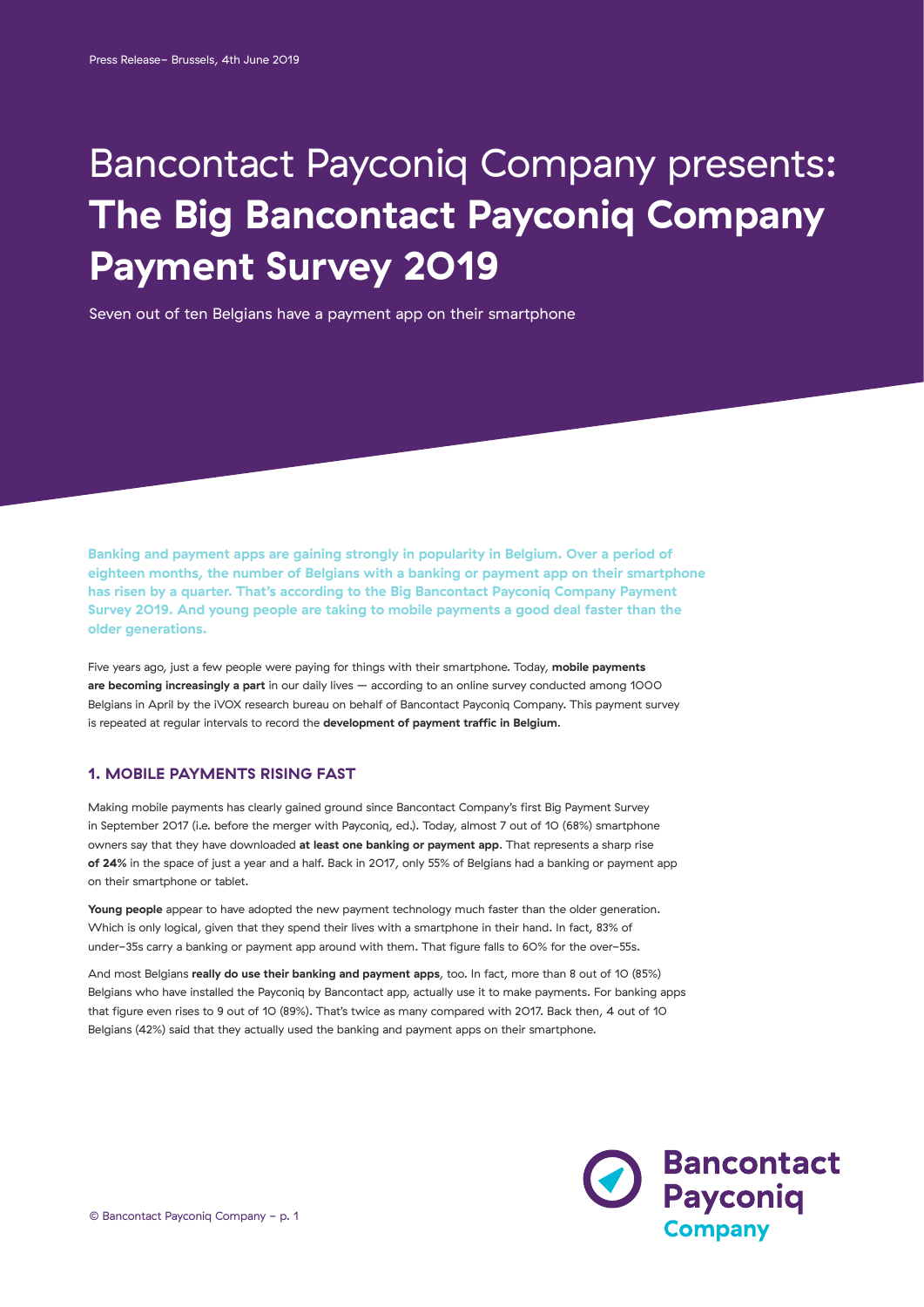Press Release– Brussels, 4th June 2019

# Bancontact Payconiq Company presents: **The Big Bancontact Payconiq Company Payment Survey 2019**

Seven out of ten Belgians have a payment app on their smartphone

**Banking and payment apps are gaining strongly in popularity in Belgium. Over a period of eighteen months, the number of Belgians with a banking or payment app on their smartphone has risen by a quarter. That's according to the Big Bancontact Payconiq Company Payment Survey 2019. And young people are taking to mobile payments a good deal faster than the older generations.**

Five years ago, just a few people were paying for things with their smartphone. Today, **mobile payments are becoming increasingly a part** in our daily lives — according to an online survey conducted among 1000 Belgians in April by the iVOX research bureau on behalf of Bancontact Payconiq Company. This payment survey is repeated at regular intervals to record the **development of payment traffic in Belgium**.

## 1. MOBILE PAYMENTS RISING FAST

Making mobile payments has clearly gained ground since Bancontact Company's first Big Payment Survey in September 2017 (i.e. before the merger with Payconiq, ed.). Today, almost 7 out of 10 (68%) smartphone owners say that they have downloaded **at least one banking or payment app**. That represents a sharp rise **of 24%** in the space of just a year and a half. Back in 2017, only 55% of Belgians had a banking or payment app on their smartphone or tablet.

**Young people** appear to have adopted the new payment technology much faster than the older generation. Which is only logical, given that they spend their lives with a smartphone in their hand. In fact, 83% of under-35s carry a banking or payment app around with them. That figure falls to 60% for the over-55s.

And most Belgians **really do use their banking and payment apps**, too. In fact, more than 8 out of 10 (85%) Belgians who have installed the Payconiq by Bancontact app, actually use it to make payments. For banking apps that figure even rises to 9 out of 10 (89%). That's twice as many compared with 2017. Back then, 4 out of 10 Belgians (42%) said that they actually used the banking and payment apps on their smartphone.

© Bancontact Payconiq Company – p. 1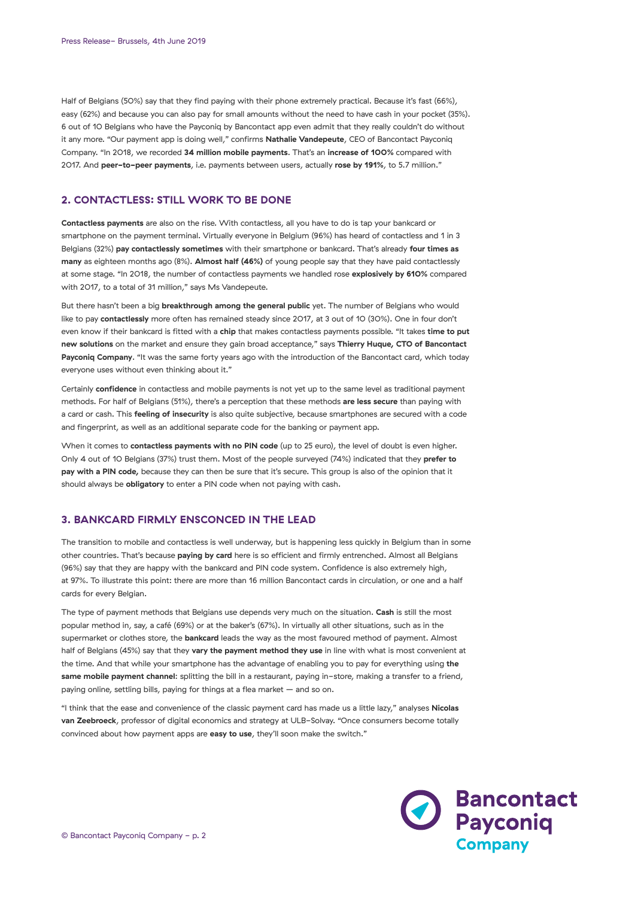Half of Belgians (50%) say that they find paying with their phone extremely practical. Because it's fast (66%), easy (62%) and because you can also pay for small amounts without the need to have cash in your pocket (35%). 6 out of 10 Belgians who have the Payconiq by Bancontact app even admit that they really couldn't do without it any more. "Our payment app is doing well," confirms **Nathalie Vandepeute**, CEO of Bancontact Payconiq Company. "In 2018, we recorded **34 million mobile payments**. That's an **increase of 100%** compared with 2017. And **peer-to-peer payments**, i.e. payments between users, actually **rose by 191%**, to 5.7 million."

## 2. CONTACTLESS: STILL WORK TO BE DONE

**Contactless payments** are also on the rise. With contactless, all you have to do is tap your bankcard or smartphone on the payment terminal. Virtually everyone in Belgium (96%) has heard of contactless and 1 in 3 Belgians (32%) **pay contactlessly sometimes** with their smartphone or bankcard. That's already **four times as many** as eighteen months ago (8%). **Almost half (46%)** of young people say that they have paid contactlessly at some stage. "In 2018, the number of contactless payments we handled rose **explosively by 610%** compared with 2017, to a total of 31 million," says Ms Vandepeute.

But there hasn't been a big **breakthrough among the general public** yet. The number of Belgians who would like to pay **contactlessly** more often has remained steady since 2017, at 3 out of 10 (30%). One in four don't even know if their bankcard is fitted with a **chip** that makes contactless payments possible. "It takes **time to put new solutions** on the market and ensure they gain broad acceptance," says **Thierry Huque, CTO of Bancontact Payconiq Company**. "It was the same forty years ago with the introduction of the Bancontact card, which today everyone uses without even thinking about it."

Certainly **confidence** in contactless and mobile payments is not yet up to the same level as traditional payment methods. For half of Belgians (51%), there's a perception that these methods **are less secure** than paying with a card or cash. This **feeling of insecurity** is also quite subjective, because smartphones are secured with a code and fingerprint, as well as an additional separate code for the banking or payment app.

When it comes to **contactless payments with no PIN code** (up to 25 euro), the level of doubt is even higher. Only 4 out of 10 Belgians (37%) trust them. Most of the people surveyed (74%) indicated that they **prefer to pay with a PIN code,** because they can then be sure that it's secure. This group is also of the opinion that it should always be **obligatory** to enter a PIN code when not paying with cash.

## 3. BANKCARD FIRMLY ENSCONCED IN THE LEAD

The transition to mobile and contactless is well underway, but is happening less quickly in Belgium than in some other countries. That's because **paying by card** here is so efficient and firmly entrenched. Almost all Belgians (96%) say that they are happy with the bankcard and PIN code system. Confidence is also extremely high, at 97%. To illustrate this point: there are more than 16 million Bancontact cards in circulation, or one and a half cards for every Belgian.

The type of payment methods that Belgians use depends very much on the situation. **Cash** is still the most popular method in, say, a café (69%) or at the baker's (67%). In virtually all other situations, such as in the supermarket or clothes store, the **bankcard** leads the way as the most favoured method of payment. Almost half of Belgians (45%) say that they **vary the payment method they use** in line with what is most convenient at the time. And that while your smartphone has the advantage of enabling you to pay for everything using **the same mobile payment channel**: splitting the bill in a restaurant, paying in-store, making a transfer to a friend, paying online, settling bills, paying for things at a flea market — and so on.

"I think that the ease and convenience of the classic payment card has made us a little lazy," analyses **Nicolas van Zeebroeck**, professor of digital economics and strategy at ULB-Solvay. "Once consumers become totally convinced about how payment apps are **easy to use**, they'll soon make the switch."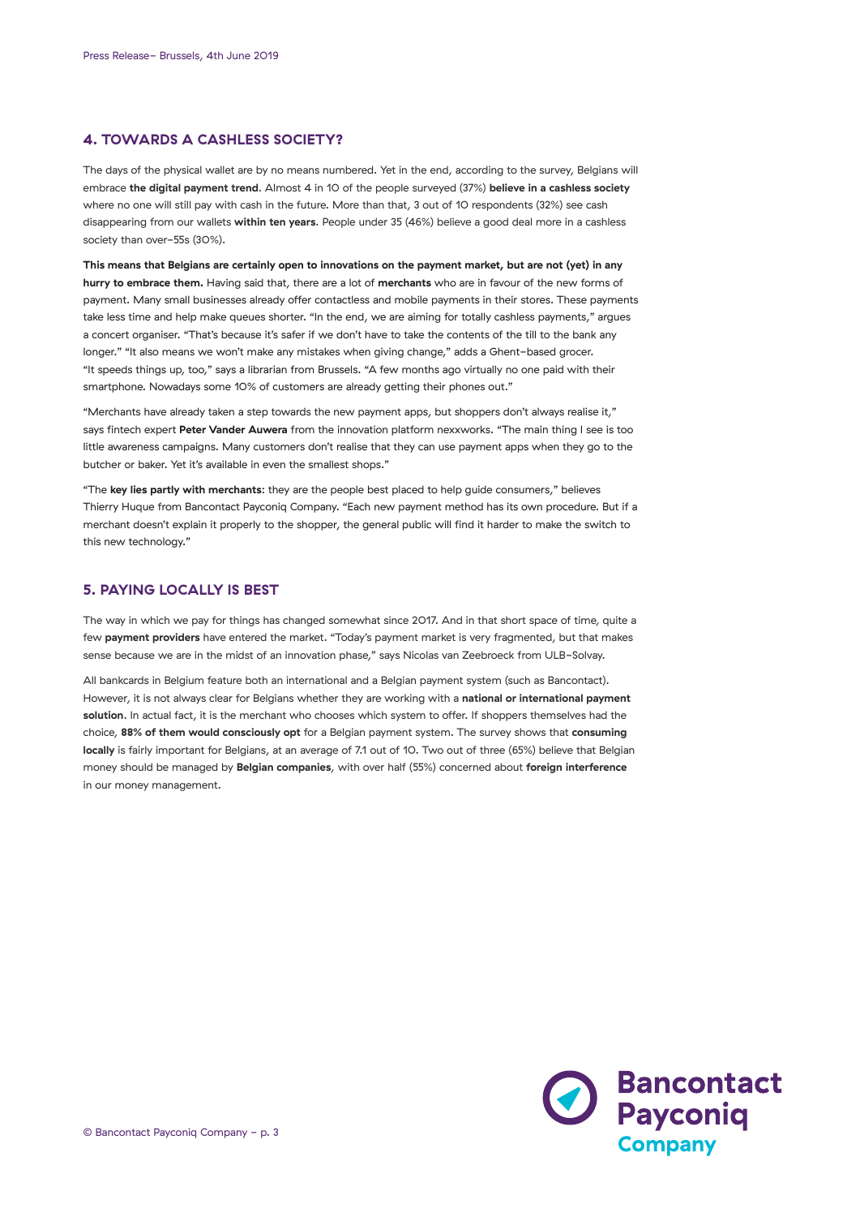## 4. TOWARDS A CASHLESS SOCIETY?

The days of the physical wallet are by no means numbered. Yet in the end, according to the survey, Belgians will embrace **the digital payment trend**. Almost 4 in 10 of the people surveyed (37%) **believe in a cashless society** where no one will still pay with cash in the future. More than that, 3 out of 10 respondents (32%) see cash disappearing from our wallets **within ten years**. People under 35 (46%) believe a good deal more in a cashless society than over-55s (30%).

**This means that Belgians are certainly open to innovations on the payment market, but are not (yet) in any hurry to embrace them.** Having said that, there are a lot of **merchants** who are in favour of the new forms of payment. Many small businesses already offer contactless and mobile payments in their stores. These payments take less time and help make queues shorter. "In the end, we are aiming for totally cashless payments," argues a concert organiser. "That's because it's safer if we don't have to take the contents of the till to the bank any longer." "It also means we won't make any mistakes when giving change," adds a Ghent-based grocer. "It speeds things up, too," says a librarian from Brussels. "A few months ago virtually no one paid with their smartphone. Nowadays some 10% of customers are already getting their phones out."

"Merchants have already taken a step towards the new payment apps, but shoppers don't always realise it," says fintech expert **Peter Vander Auwera** from the innovation platform nexxworks. "The main thing I see is too little awareness campaigns. Many customers don't realise that they can use payment apps when they go to the butcher or baker. Yet it's available in even the smallest shops."

"The **key lies partly with merchants**: they are the people best placed to help guide consumers," believes Thierry Huque from Bancontact Payconiq Company. "Each new payment method has its own procedure. But if a merchant doesn't explain it properly to the shopper, the general public will find it harder to make the switch to this new technology."

## 5. PAYING LOCALLY IS BEST

The way in which we pay for things has changed somewhat since 2017. And in that short space of time, quite a few **payment providers** have entered the market. "Today's payment market is very fragmented, but that makes sense because we are in the midst of an innovation phase," says Nicolas van Zeebroeck from ULB-Solvay.

All bankcards in Belgium feature both an international and a Belgian payment system (such as Bancontact). However, it is not always clear for Belgians whether they are working with a **national or international payment solution**. In actual fact, it is the merchant who chooses which system to offer. If shoppers themselves had the choice, **88% of them would consciously opt** for a Belgian payment system. The survey shows that **consuming locally** is fairly important for Belgians, at an average of 7.1 out of 10. Two out of three (65%) believe that Belgian money should be managed by **Belgian companies**, with over half (55%) concerned about **foreign interference** in our money management.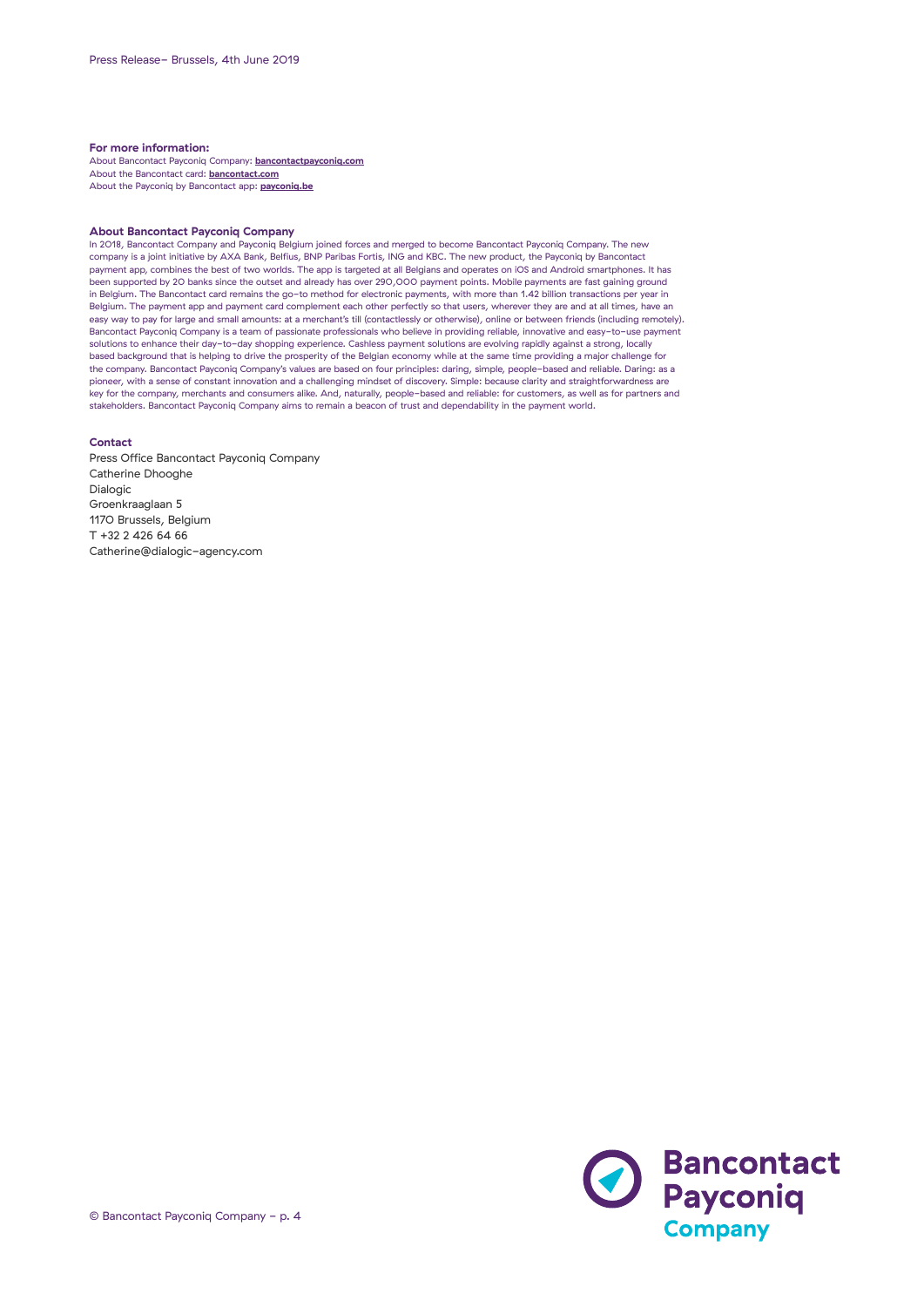**For more information:**
About Bancontact Payconiq Company: **bancontactpayconiq.com**
About the Bancontact card: **bancontact.com**
About the Payconiq by Bancontact app: **payconiq.be**

### About Bancontact Payconiq Company

In 2018, Bancontact Company and Payconiq Belgium joined forces and merged to become Bancontact Payconiq Company. The new company is a joint initiative by AXA Bank, Belfius, BNP Paribas Fortis, ING and KBC. The new product, the Payconiq by Bancontact payment app, combines the best of two worlds. The app is targeted at all Belgians and operates on iOS and Android smartphones. It has been supported by 20 banks since the outset and already has over 290,000 payment points. Mobile payments are fast gaining ground in Belgium. The Bancontact card remains the go-to method for electronic payments, with more than 1.42 billion transactions per year in Belgium. The payment app and payment card complement each other perfectly so that users, wherever they are and at all times, have an easy way to pay for large and small amounts: at a merchant's till (contactlessly or otherwise), online or between friends (including remotely). Bancontact Payconiq Company is a team of passionate professionals who believe in providing reliable, innovative and easy-to-use payment solutions to enhance their day-to-day shopping experience. Cashless payment solutions are evolving rapidly against a strong, locally based background that is helping to drive the prosperity of the Belgian economy while at the same time providing a major challenge for the company. Bancontact Payconiq Company's values are based on four principles: daring, simple, people-based and reliable. Daring: as a pioneer, with a sense of constant innovation and a challenging mindset of discovery. Simple: because clarity and straightforwardness are key for the company, merchants and consumers alike. And, naturally, people-based and reliable: for customers, as well as for partners and stakeholders. Bancontact Payconiq Company aims to remain a beacon of trust and dependability in the payment world.

### Contact

Press Office Bancontact Payconiq Company
Catherine Dhooghe
Dialogic
Groenkraaglaan 5
1170 Brussels, Belgium
T +32 2 426 64 66
Catherine@dialogic-agency.com